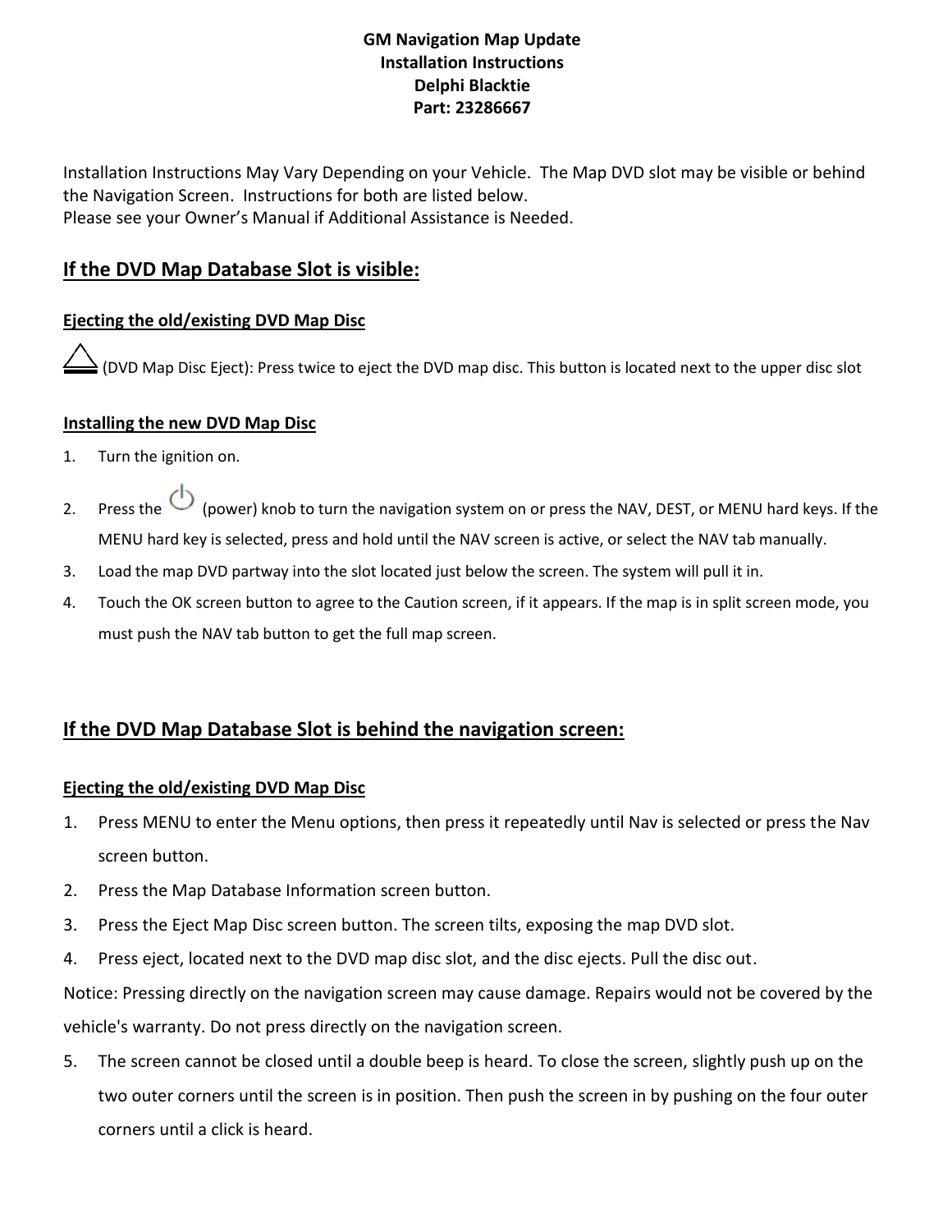**GM Navigation Map Update**
**Installation Instructions**
**Delphi Blacktie**
**Part: 23286667**

Installation Instructions May Vary Depending on your Vehicle. The Map DVD slot may be visible or behind the Navigation Screen. Instructions for both are listed below.
Please see your Owner's Manual if Additional Assistance is Needed.

## If the DVD Map Database Slot is visible:

### Ejecting the old/existing DVD Map Disc

⏏ (DVD Map Disc Eject): Press twice to eject the DVD map disc. This button is located next to the upper disc slot

### Installing the new DVD Map Disc

1. Turn the ignition on.
2. Press the ⏻ (power) knob to turn the navigation system on or press the NAV, DEST, or MENU hard keys. If the MENU hard key is selected, press and hold until the NAV screen is active, or select the NAV tab manually.
3. Load the map DVD partway into the slot located just below the screen. The system will pull it in.
4. Touch the OK screen button to agree to the Caution screen, if it appears. If the map is in split screen mode, you must push the NAV tab button to get the full map screen.

## If the DVD Map Database Slot is behind the navigation screen:

### Ejecting the old/existing DVD Map Disc

1. Press MENU to enter the Menu options, then press it repeatedly until Nav is selected or press the Nav screen button.
2. Press the Map Database Information screen button.
3. Press the Eject Map Disc screen button. The screen tilts, exposing the map DVD slot.
4. Press eject, located next to the DVD map disc slot, and the disc ejects. Pull the disc out.

Notice: Pressing directly on the navigation screen may cause damage. Repairs would not be covered by the vehicle's warranty. Do not press directly on the navigation screen.

5. The screen cannot be closed until a double beep is heard. To close the screen, slightly push up on the two outer corners until the screen is in position. Then push the screen in by pushing on the four outer corners until a click is heard.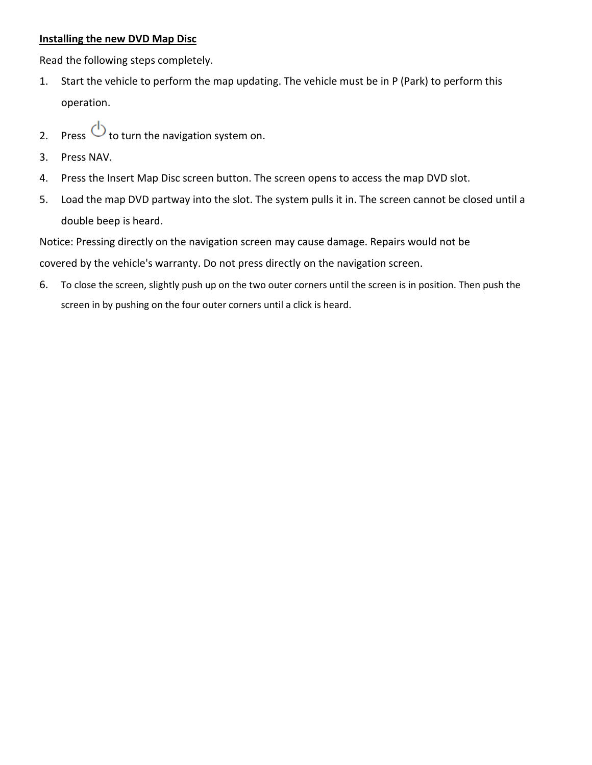**Installing the new DVD Map Disc**

Read the following steps completely.

1. Start the vehicle to perform the map updating. The vehicle must be in P (Park) to perform this operation.
2. Press ⏻ to turn the navigation system on.
3. Press NAV.
4. Press the Insert Map Disc screen button. The screen opens to access the map DVD slot.
5. Load the map DVD partway into the slot. The system pulls it in. The screen cannot be closed until a double beep is heard.

Notice: Pressing directly on the navigation screen may cause damage. Repairs would not be covered by the vehicle's warranty. Do not press directly on the navigation screen.

6. To close the screen, slightly push up on the two outer corners until the screen is in position. Then push the screen in by pushing on the four outer corners until a click is heard.